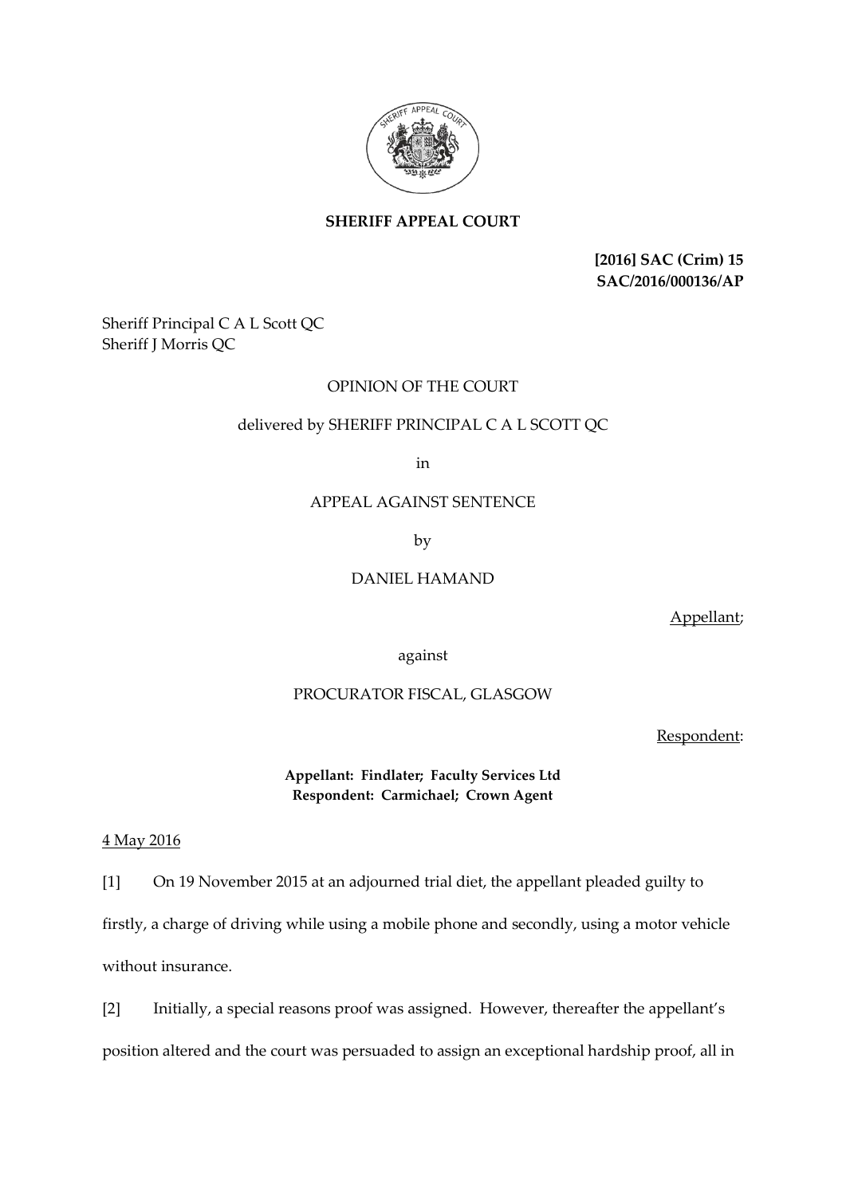**SHERIFF APPEAL COURT**

**[2016] SAC (Crim) 15**
**SAC/2016/000136/AP**

Sheriff Principal C A L Scott QC
Sheriff J Morris QC

OPINION OF THE COURT

delivered by SHERIFF PRINCIPAL C A L SCOTT QC

in

APPEAL AGAINST SENTENCE

by

DANIEL HAMAND

Appellant;

against

PROCURATOR FISCAL, GLASGOW

Respondent:

**Appellant: Findlater; Faculty Services Ltd**
**Respondent: Carmichael; Crown Agent**

4 May 2016

[1] On 19 November 2015 at an adjourned trial diet, the appellant pleaded guilty to firstly, a charge of driving while using a mobile phone and secondly, using a motor vehicle without insurance.

[2] Initially, a special reasons proof was assigned. However, thereafter the appellant's position altered and the court was persuaded to assign an exceptional hardship proof, all in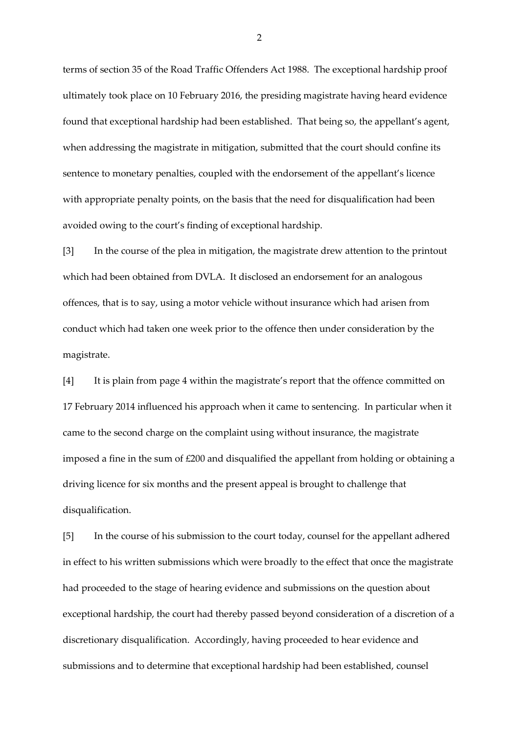terms of section 35 of the Road Traffic Offenders Act 1988. The exceptional hardship proof ultimately took place on 10 February 2016, the presiding magistrate having heard evidence found that exceptional hardship had been established. That being so, the appellant's agent, when addressing the magistrate in mitigation, submitted that the court should confine its sentence to monetary penalties, coupled with the endorsement of the appellant's licence with appropriate penalty points, on the basis that the need for disqualification had been avoided owing to the court's finding of exceptional hardship.

[3] In the course of the plea in mitigation, the magistrate drew attention to the printout which had been obtained from DVLA. It disclosed an endorsement for an analogous offences, that is to say, using a motor vehicle without insurance which had arisen from conduct which had taken one week prior to the offence then under consideration by the magistrate.

[4] It is plain from page 4 within the magistrate's report that the offence committed on 17 February 2014 influenced his approach when it came to sentencing. In particular when it came to the second charge on the complaint using without insurance, the magistrate imposed a fine in the sum of £200 and disqualified the appellant from holding or obtaining a driving licence for six months and the present appeal is brought to challenge that disqualification.

[5] In the course of his submission to the court today, counsel for the appellant adhered in effect to his written submissions which were broadly to the effect that once the magistrate had proceeded to the stage of hearing evidence and submissions on the question about exceptional hardship, the court had thereby passed beyond consideration of a discretion of a discretionary disqualification. Accordingly, having proceeded to hear evidence and submissions and to determine that exceptional hardship had been established, counsel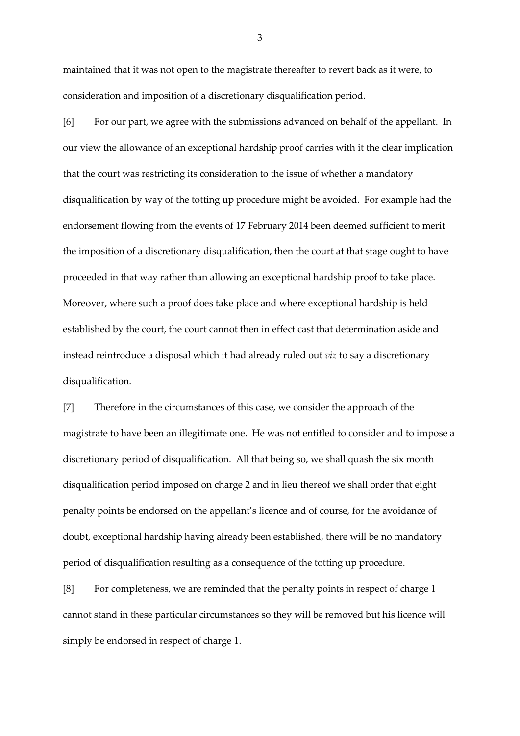maintained that it was not open to the magistrate thereafter to revert back as it were, to consideration and imposition of a discretionary disqualification period.

[6] For our part, we agree with the submissions advanced on behalf of the appellant. In our view the allowance of an exceptional hardship proof carries with it the clear implication that the court was restricting its consideration to the issue of whether a mandatory disqualification by way of the totting up procedure might be avoided. For example had the endorsement flowing from the events of 17 February 2014 been deemed sufficient to merit the imposition of a discretionary disqualification, then the court at that stage ought to have proceeded in that way rather than allowing an exceptional hardship proof to take place. Moreover, where such a proof does take place and where exceptional hardship is held established by the court, the court cannot then in effect cast that determination aside and instead reintroduce a disposal which it had already ruled out *viz* to say a discretionary disqualification.

[7] Therefore in the circumstances of this case, we consider the approach of the magistrate to have been an illegitimate one. He was not entitled to consider and to impose a discretionary period of disqualification. All that being so, we shall quash the six month disqualification period imposed on charge 2 and in lieu thereof we shall order that eight penalty points be endorsed on the appellant's licence and of course, for the avoidance of doubt, exceptional hardship having already been established, there will be no mandatory period of disqualification resulting as a consequence of the totting up procedure.

[8] For completeness, we are reminded that the penalty points in respect of charge 1 cannot stand in these particular circumstances so they will be removed but his licence will simply be endorsed in respect of charge 1.